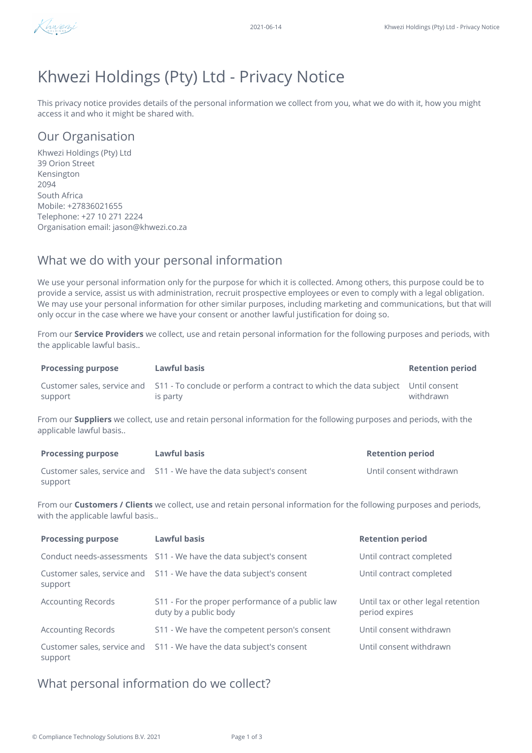# Khwezi Holdings (Pty) Ltd - Privacy Notice

This privacy notice provides details of the personal information we collect from you, what we do with it, how you might access it and who it might be shared with.

## Our Organisation

Khwezi Holdings (Pty) Ltd
39 Orion Street
Kensington
2094
South Africa
Mobile: +27836021655
Telephone: +27 10 271 2224
Organisation email: jason@khwezi.co.za

## What we do with your personal information

We use your personal information only for the purpose for which it is collected. Among others, this purpose could be to provide a service, assist us with administration, recruit prospective employees or even to comply with a legal obligation. We may use your personal information for other similar purposes, including marketing and communications, but that will only occur in the case where we have your consent or another lawful justification for doing so.

From our **Service Providers** we collect, use and retain personal information for the following purposes and periods, with the applicable lawful basis..

| Processing purpose | Lawful basis | Retention period |
|---|---|---|
| Customer sales, service and support | S11 - To conclude or perform a contract to which the data subject is party | Until consent withdrawn |

From our **Suppliers** we collect, use and retain personal information for the following purposes and periods, with the applicable lawful basis..

| Processing purpose | Lawful basis | Retention period |
|---|---|---|
| Customer sales, service and support | S11 - We have the data subject's consent | Until consent withdrawn |

From our **Customers / Clients** we collect, use and retain personal information for the following purposes and periods, with the applicable lawful basis..

| Processing purpose | Lawful basis | Retention period |
|---|---|---|
| Conduct needs-assessments | S11 - We have the data subject's consent | Until contract completed |
| Customer sales, service and support | S11 - We have the data subject's consent | Until contract completed |
| Accounting Records | S11 - For the proper performance of a public law duty by a public body | Until tax or other legal retention period expires |
| Accounting Records | S11 - We have the competent person's consent | Until consent withdrawn |
| Customer sales, service and support | S11 - We have the data subject's consent | Until consent withdrawn |

## What personal information do we collect?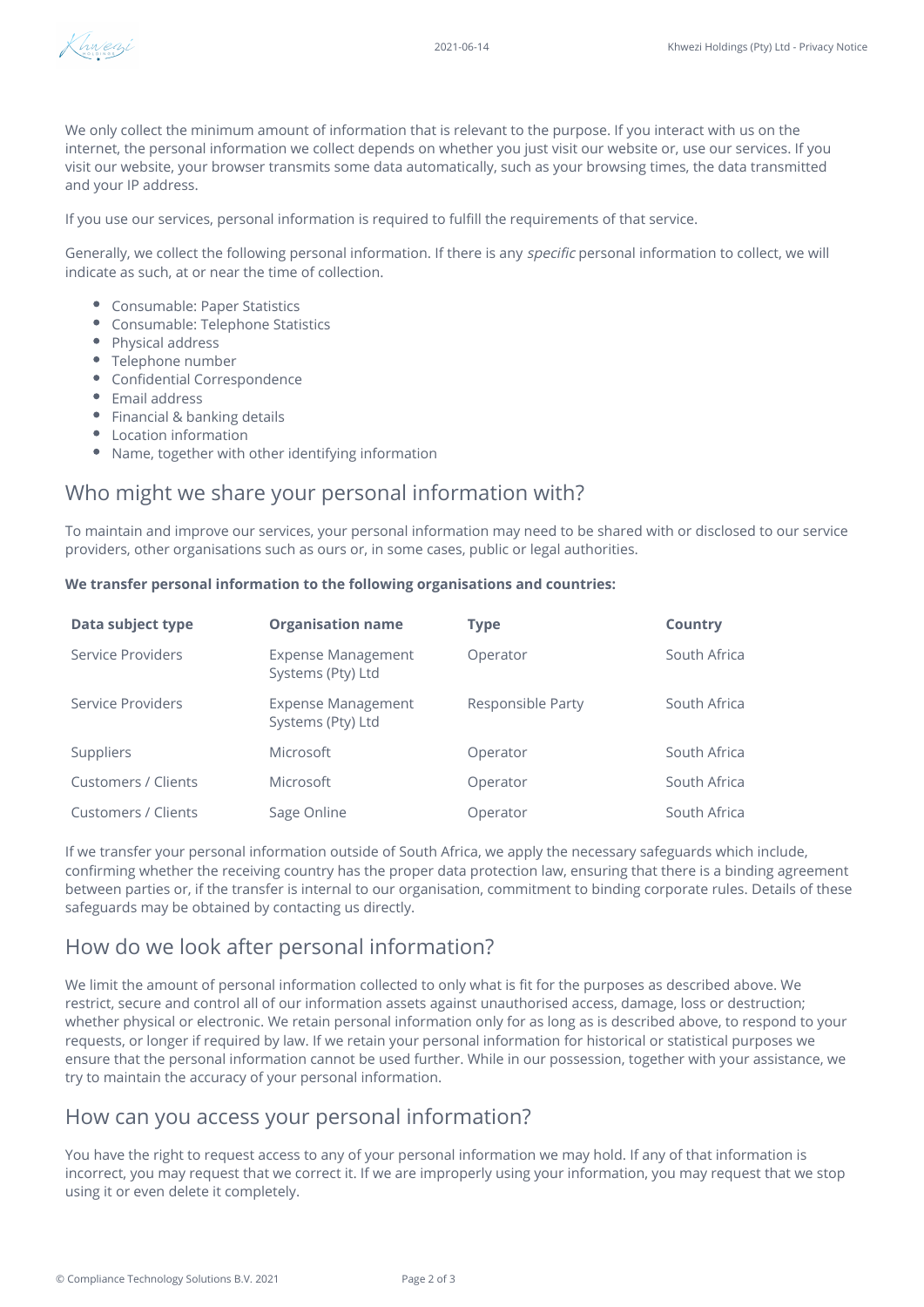We only collect the minimum amount of information that is relevant to the purpose. If you interact with us on the internet, the personal information we collect depends on whether you just visit our website or, use our services. If you visit our website, your browser transmits some data automatically, such as your browsing times, the data transmitted and your IP address.

If you use our services, personal information is required to fulfill the requirements of that service.

Generally, we collect the following personal information. If there is any *specific* personal information to collect, we will indicate as such, at or near the time of collection.

- Consumable: Paper Statistics
- Consumable: Telephone Statistics
- Physical address
- Telephone number
- Confidential Correspondence
- Email address
- Financial & banking details
- Location information
- Name, together with other identifying information

## Who might we share your personal information with?

To maintain and improve our services, your personal information may need to be shared with or disclosed to our service providers, other organisations such as ours or, in some cases, public or legal authorities.

**We transfer personal information to the following organisations and countries:**

| Data subject type | Organisation name | Type | Country |
|---|---|---|---|
| Service Providers | Expense Management Systems (Pty) Ltd | Operator | South Africa |
| Service Providers | Expense Management Systems (Pty) Ltd | Responsible Party | South Africa |
| Suppliers | Microsoft | Operator | South Africa |
| Customers / Clients | Microsoft | Operator | South Africa |
| Customers / Clients | Sage Online | Operator | South Africa |

If we transfer your personal information outside of South Africa, we apply the necessary safeguards which include, confirming whether the receiving country has the proper data protection law, ensuring that there is a binding agreement between parties or, if the transfer is internal to our organisation, commitment to binding corporate rules. Details of these safeguards may be obtained by contacting us directly.

## How do we look after personal information?

We limit the amount of personal information collected to only what is fit for the purposes as described above. We restrict, secure and control all of our information assets against unauthorised access, damage, loss or destruction; whether physical or electronic. We retain personal information only for as long as is described above, to respond to your requests, or longer if required by law. If we retain your personal information for historical or statistical purposes we ensure that the personal information cannot be used further. While in our possession, together with your assistance, we try to maintain the accuracy of your personal information.

## How can you access your personal information?

You have the right to request access to any of your personal information we may hold. If any of that information is incorrect, you may request that we correct it. If we are improperly using your information, you may request that we stop using it or even delete it completely.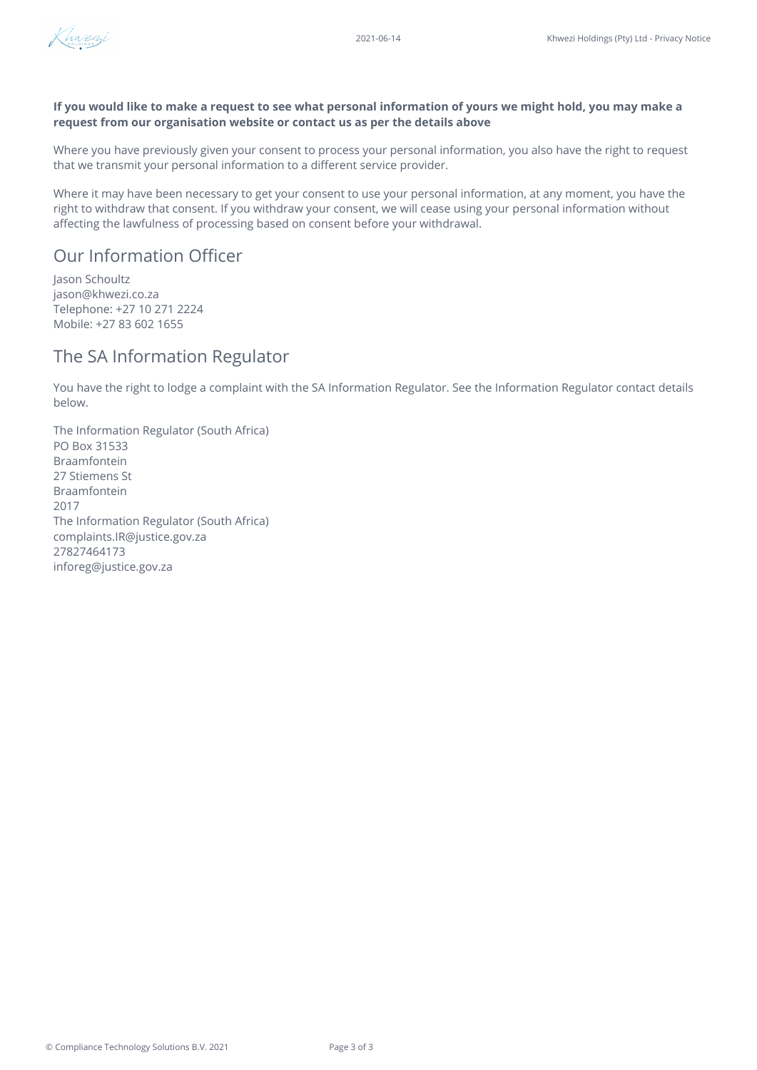**If you would like to make a request to see what personal information of yours we might hold, you may make a request from our organisation website or contact us as per the details above**

Where you have previously given your consent to process your personal information, you also have the right to request that we transmit your personal information to a different service provider.

Where it may have been necessary to get your consent to use your personal information, at any moment, you have the right to withdraw that consent. If you withdraw your consent, we will cease using your personal information without affecting the lawfulness of processing based on consent before your withdrawal.

## Our Information Officer

Jason Schoultz
jason@khwezi.co.za
Telephone: +27 10 271 2224
Mobile: +27 83 602 1655

## The SA Information Regulator

You have the right to lodge a complaint with the SA Information Regulator. See the Information Regulator contact details below.

The Information Regulator (South Africa)
PO Box 31533
Braamfontein
27 Stiemens St
Braamfontein
2017
The Information Regulator (South Africa)
complaints.IR@justice.gov.za
27827464173
inforeg@justice.gov.za